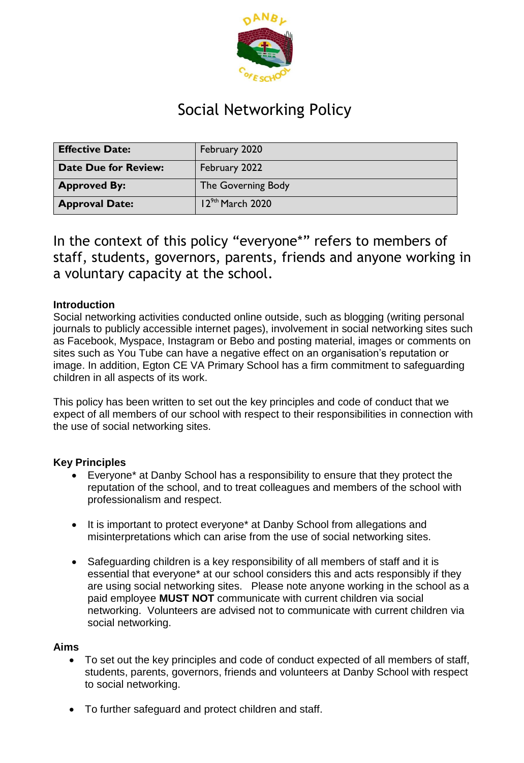# Social Networking Policy

| **Effective Date:** | February 2020 |
|---|---|
| **Date Due for Review:** | February 2022 |
| **Approved By:** | The Governing Body |
| **Approval Date:** | 12[9th] March 2020 |

In the context of this policy "everyone*" refers to members of staff, students, governors, parents, friends and anyone working in a voluntary capacity at the school.

## Introduction

Social networking activities conducted online outside, such as blogging (writing personal journals to publicly accessible internet pages), involvement in social networking sites such as Facebook, Myspace, Instagram or Bebo and posting material, images or comments on sites such as You Tube can have a negative effect on an organisation's reputation or image. In addition, Egton CE VA Primary School has a firm commitment to safeguarding children in all aspects of its work.

This policy has been written to set out the key principles and code of conduct that we expect of all members of our school with respect to their responsibilities in connection with the use of social networking sites.

## Key Principles

- Everyone* at Danby School has a responsibility to ensure that they protect the reputation of the school, and to treat colleagues and members of the school with professionalism and respect.
- It is important to protect everyone* at Danby School from allegations and misinterpretations which can arise from the use of social networking sites.
- Safeguarding children is a key responsibility of all members of staff and it is essential that everyone* at our school considers this and acts responsibly if they are using social networking sites. Please note anyone working in the school as a paid employee **MUST NOT** communicate with current children via social networking. Volunteers are advised not to communicate with current children via social networking.

## Aims

- To set out the key principles and code of conduct expected of all members of staff, students, parents, governors, friends and volunteers at Danby School with respect to social networking.
- To further safeguard and protect children and staff.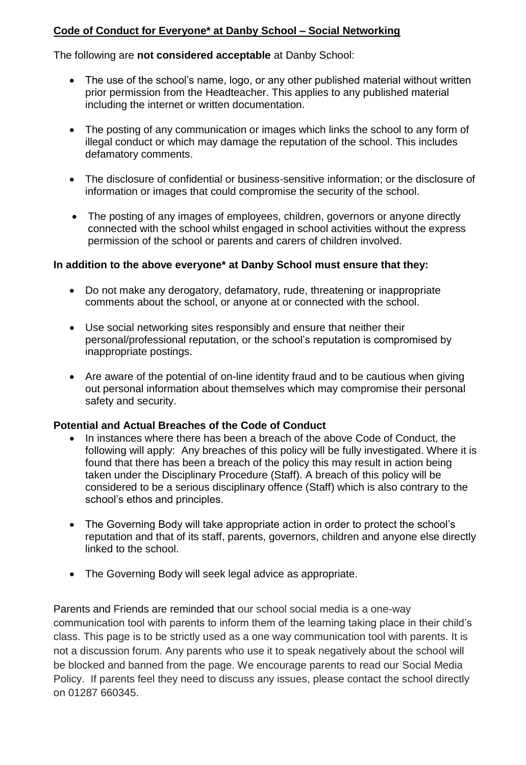**Code of Conduct for Everyone* at Danby School – Social Networking**

The following are **not considered acceptable** at Danby School:

- The use of the school's name, logo, or any other published material without written prior permission from the Headteacher. This applies to any published material including the internet or written documentation.
- The posting of any communication or images which links the school to any form of illegal conduct or which may damage the reputation of the school. This includes defamatory comments.
- The disclosure of confidential or business-sensitive information; or the disclosure of information or images that could compromise the security of the school.
- The posting of any images of employees, children, governors or anyone directly connected with the school whilst engaged in school activities without the express permission of the school or parents and carers of children involved.

**In addition to the above everyone* at Danby School must ensure that they:**

- Do not make any derogatory, defamatory, rude, threatening or inappropriate comments about the school, or anyone at or connected with the school.
- Use social networking sites responsibly and ensure that neither their personal/professional reputation, or the school's reputation is compromised by inappropriate postings.
- Are aware of the potential of on-line identity fraud and to be cautious when giving out personal information about themselves which may compromise their personal safety and security.

**Potential and Actual Breaches of the Code of Conduct**

- In instances where there has been a breach of the above Code of Conduct, the following will apply: Any breaches of this policy will be fully investigated. Where it is found that there has been a breach of the policy this may result in action being taken under the Disciplinary Procedure (Staff). A breach of this policy will be considered to be a serious disciplinary offence (Staff) which is also contrary to the school's ethos and principles.
- The Governing Body will take appropriate action in order to protect the school's reputation and that of its staff, parents, governors, children and anyone else directly linked to the school.
- The Governing Body will seek legal advice as appropriate.

Parents and Friends are reminded that our school social media is a one-way communication tool with parents to inform them of the learning taking place in their child's class. This page is to be strictly used as a one way communication tool with parents. It is not a discussion forum. Any parents who use it to speak negatively about the school will be blocked and banned from the page. We encourage parents to read our Social Media Policy. If parents feel they need to discuss any issues, please contact the school directly on 01287 660345.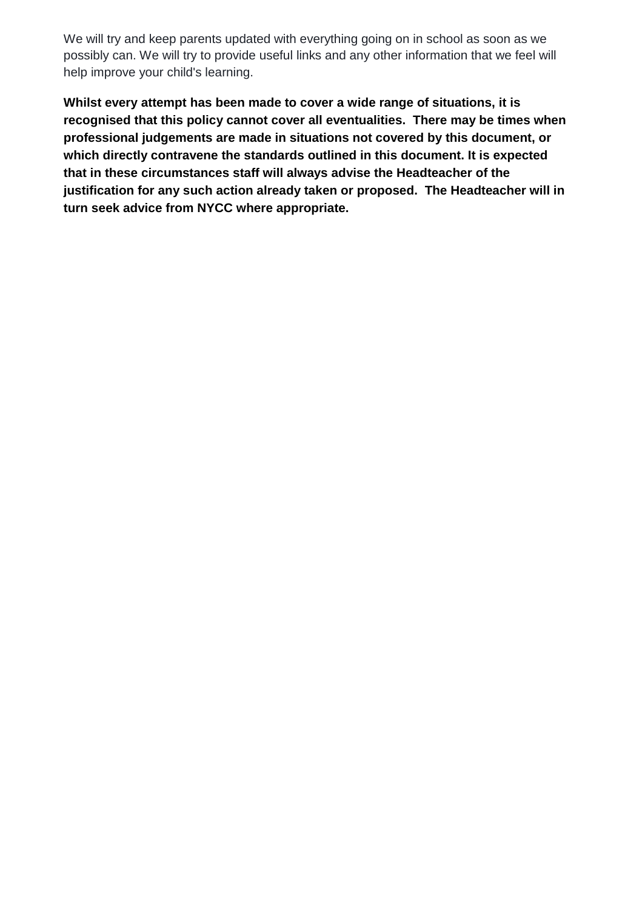We will try and keep parents updated with everything going on in school as soon as we possibly can. We will try to provide useful links and any other information that we feel will help improve your child's learning.

**Whilst every attempt has been made to cover a wide range of situations, it is recognised that this policy cannot cover all eventualities. There may be times when professional judgements are made in situations not covered by this document, or which directly contravene the standards outlined in this document. It is expected that in these circumstances staff will always advise the Headteacher of the justification for any such action already taken or proposed. The Headteacher will in turn seek advice from NYCC where appropriate.**